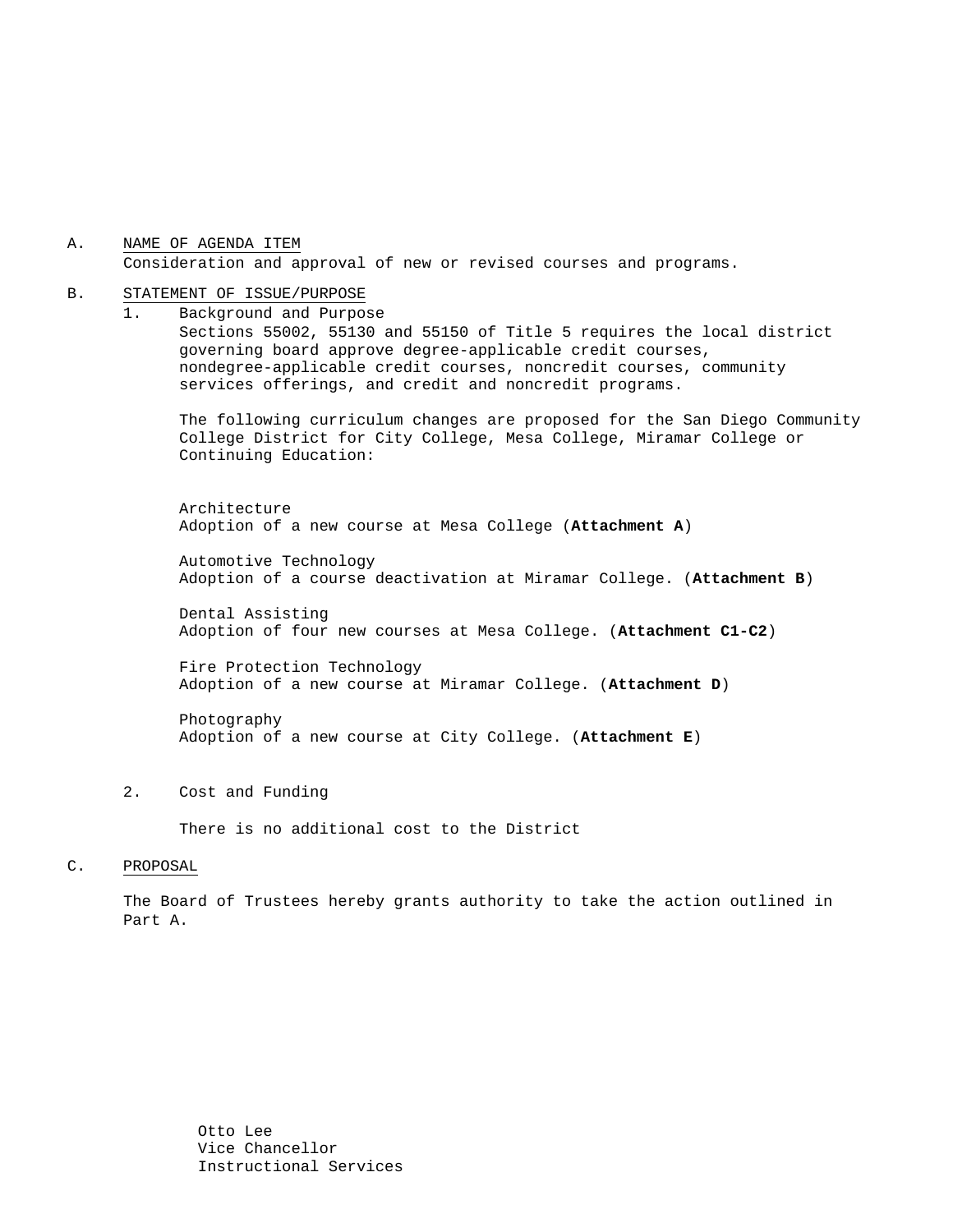A. <u>NAME OF AGENDA ITEM</u>

Consideration and approval of new or revised courses and programs.

B. <u>STATEMENT OF ISSUE/PURPOSE</u>

1. Background and Purpose

   Sections 55002, 55130 and 55150 of Title 5 requires the local district governing board approve degree-applicable credit courses, nondegree-applicable credit courses, noncredit courses, community services offerings, and credit and noncredit programs.

   The following curriculum changes are proposed for the San Diego Community College District for City College, Mesa College, Miramar College or Continuing Education:

   Architecture
   Adoption of a new course at Mesa College (**Attachment A**)

   Automotive Technology
   Adoption of a course deactivation at Miramar College. (**Attachment B**)

   Dental Assisting
   Adoption of four new courses at Mesa College. (**Attachment C1-C2**)

   Fire Protection Technology
   Adoption of a new course at Miramar College. (**Attachment D**)

   Photography
   Adoption of a new course at City College. (**Attachment E**)

2. Cost and Funding

   There is no additional cost to the District

C. <u>PROPOSAL</u>

The Board of Trustees hereby grants authority to take the action outlined in Part A.

Otto Lee
Vice Chancellor
Instructional Services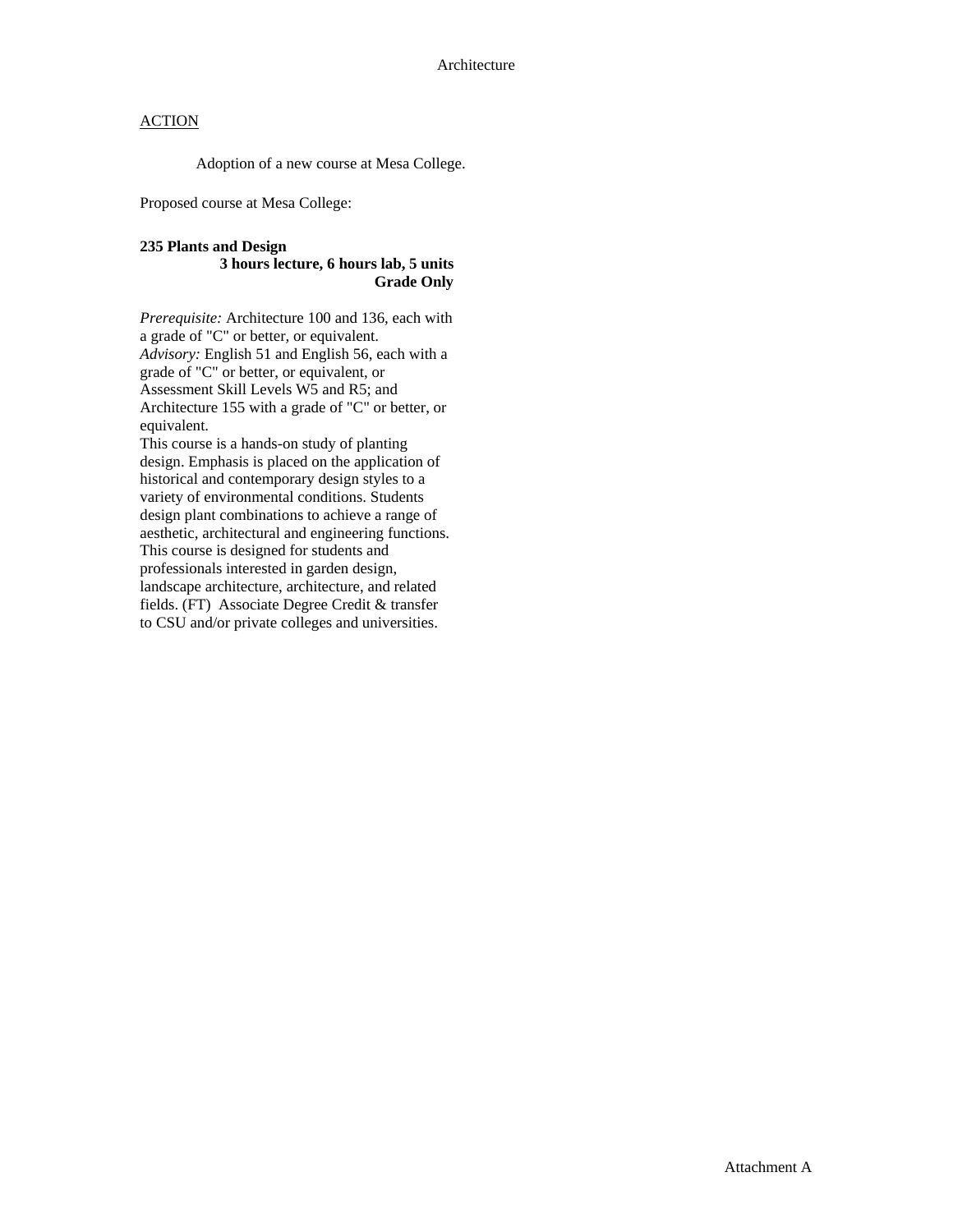Architecture

<u>ACTION</u>

Adoption of a new course at Mesa College.

Proposed course at Mesa College:

**235 Plants and Design**
**3 hours lecture, 6 hours lab, 5 units**
**Grade Only**

*Prerequisite:* Architecture 100 and 136, each with a grade of "C" or better, or equivalent.
*Advisory:* English 51 and English 56, each with a grade of "C" or better, or equivalent, or Assessment Skill Levels W5 and R5; and Architecture 155 with a grade of "C" or better, or equivalent.
This course is a hands-on study of planting design. Emphasis is placed on the application of historical and contemporary design styles to a variety of environmental conditions. Students design plant combinations to achieve a range of aesthetic, architectural and engineering functions. This course is designed for students and professionals interested in garden design, landscape architecture, architecture, and related fields. (FT) Associate Degree Credit & transfer to CSU and/or private colleges and universities.

Attachment A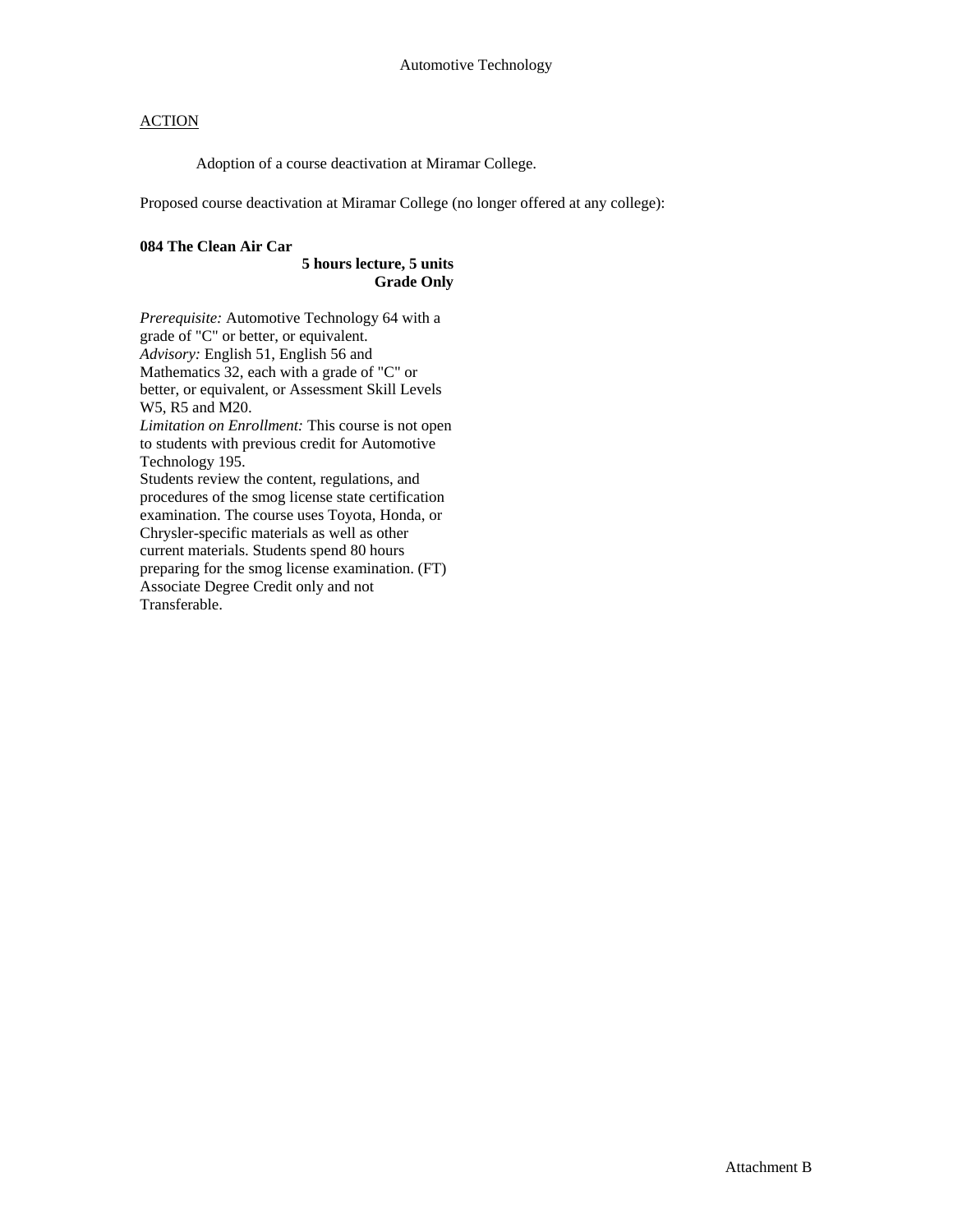Automotive Technology

ACTION

Adoption of a course deactivation at Miramar College.

Proposed course deactivation at Miramar College (no longer offered at any college):

**084 The Clean Air Car**

**5 hours lecture, 5 units**

**Grade Only**

*Prerequisite:* Automotive Technology 64 with a grade of "C" or better, or equivalent.

*Advisory:* English 51, English 56 and Mathematics 32, each with a grade of "C" or better, or equivalent, or Assessment Skill Levels W5, R5 and M20.

*Limitation on Enrollment:* This course is not open to students with previous credit for Automotive Technology 195.

Students review the content, regulations, and procedures of the smog license state certification examination. The course uses Toyota, Honda, or Chrysler-specific materials as well as other current materials. Students spend 80 hours preparing for the smog license examination. (FT) Associate Degree Credit only and not Transferable.

Attachment B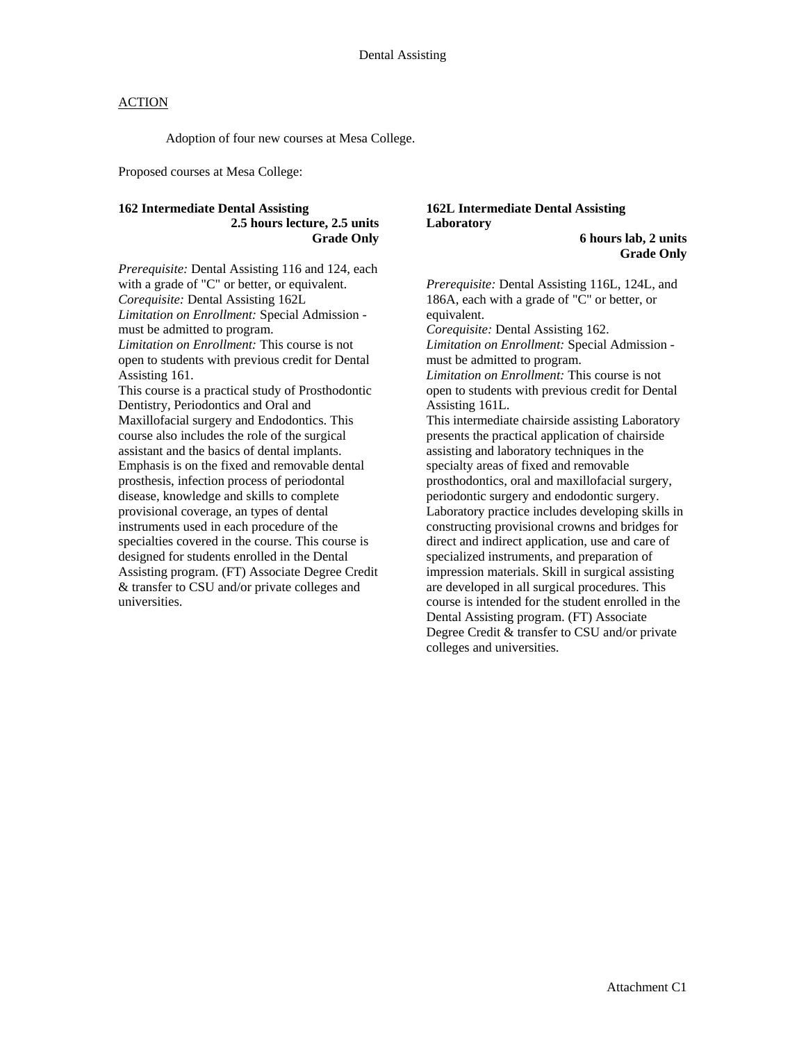Dental Assisting

ACTION

Adoption of four new courses at Mesa College.

Proposed courses at Mesa College:

**162 Intermediate Dental Assisting**
**2.5 hours lecture, 2.5 units**
**Grade Only**

*Prerequisite:* Dental Assisting 116 and 124, each with a grade of "C" or better, or equivalent.
*Corequisite:* Dental Assisting 162L
*Limitation on Enrollment:* Special Admission - must be admitted to program.
*Limitation on Enrollment:* This course is not open to students with previous credit for Dental Assisting 161.
This course is a practical study of Prosthodontic Dentistry, Periodontics and Oral and Maxillofacial surgery and Endodontics. This course also includes the role of the surgical assistant and the basics of dental implants. Emphasis is on the fixed and removable dental prosthesis, infection process of periodontal disease, knowledge and skills to complete provisional coverage, an types of dental instruments used in each procedure of the specialties covered in the course. This course is designed for students enrolled in the Dental Assisting program. (FT) Associate Degree Credit & transfer to CSU and/or private colleges and universities.

**162L Intermediate Dental Assisting Laboratory**
**6 hours lab, 2 units**
**Grade Only**

*Prerequisite:* Dental Assisting 116L, 124L, and 186A, each with a grade of "C" or better, or equivalent.
*Corequisite:* Dental Assisting 162.
*Limitation on Enrollment:* Special Admission - must be admitted to program.
*Limitation on Enrollment:* This course is not open to students with previous credit for Dental Assisting 161L.
This intermediate chairside assisting Laboratory presents the practical application of chairside assisting and laboratory techniques in the specialty areas of fixed and removable prosthodontics, oral and maxillofacial surgery, periodontic surgery and endodontic surgery. Laboratory practice includes developing skills in constructing provisional crowns and bridges for direct and indirect application, use and care of specialized instruments, and preparation of impression materials. Skill in surgical assisting are developed in all surgical procedures. This course is intended for the student enrolled in the Dental Assisting program. (FT) Associate Degree Credit & transfer to CSU and/or private colleges and universities.

Attachment C1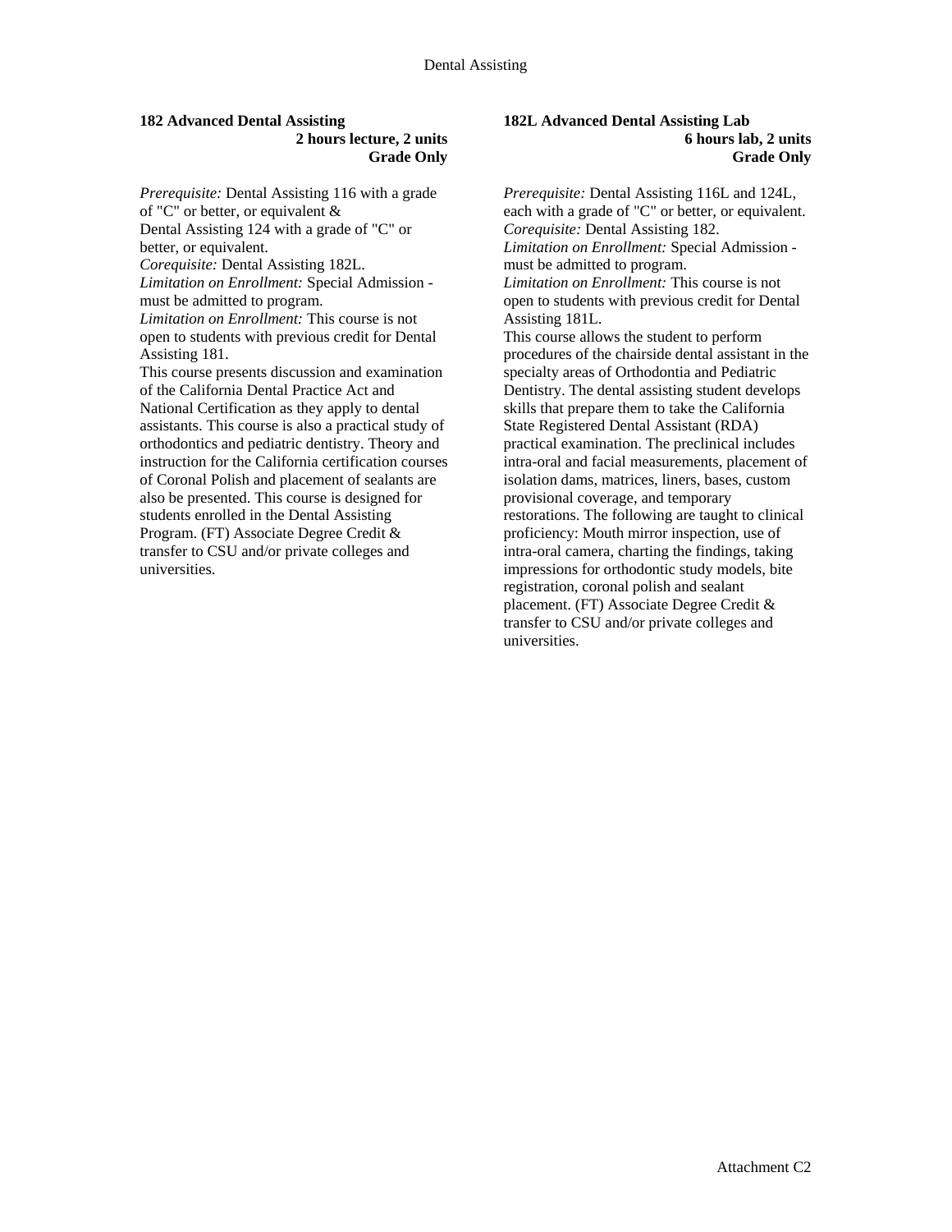### 182 Advanced Dental Assisting

**2 hours lecture, 2 units**
**Grade Only**

*Prerequisite:* Dental Assisting 116 with a grade of "C" or better, or equivalent &
Dental Assisting 124 with a grade of "C" or better, or equivalent.
*Corequisite:* Dental Assisting 182L.
*Limitation on Enrollment:* Special Admission - must be admitted to program.
*Limitation on Enrollment:* This course is not open to students with previous credit for Dental Assisting 181.
This course presents discussion and examination of the California Dental Practice Act and National Certification as they apply to dental assistants. This course is also a practical study of orthodontics and pediatric dentistry. Theory and instruction for the California certification courses of Coronal Polish and placement of sealants are also be presented. This course is designed for students enrolled in the Dental Assisting Program. (FT) Associate Degree Credit & transfer to CSU and/or private colleges and universities.

### 182L Advanced Dental Assisting Lab

**6 hours lab, 2 units**
**Grade Only**

*Prerequisite:* Dental Assisting 116L and 124L, each with a grade of "C" or better, or equivalent.
*Corequisite:* Dental Assisting 182.
*Limitation on Enrollment:* Special Admission - must be admitted to program.
*Limitation on Enrollment:* This course is not open to students with previous credit for Dental Assisting 181L.
This course allows the student to perform procedures of the chairside dental assistant in the specialty areas of Orthodontia and Pediatric Dentistry. The dental assisting student develops skills that prepare them to take the California State Registered Dental Assistant (RDA) practical examination. The preclinical includes intra-oral and facial measurements, placement of isolation dams, matrices, liners, bases, custom provisional coverage, and temporary restorations. The following are taught to clinical proficiency: Mouth mirror inspection, use of intra-oral camera, charting the findings, taking impressions for orthodontic study models, bite registration, coronal polish and sealant placement. (FT) Associate Degree Credit & transfer to CSU and/or private colleges and universities.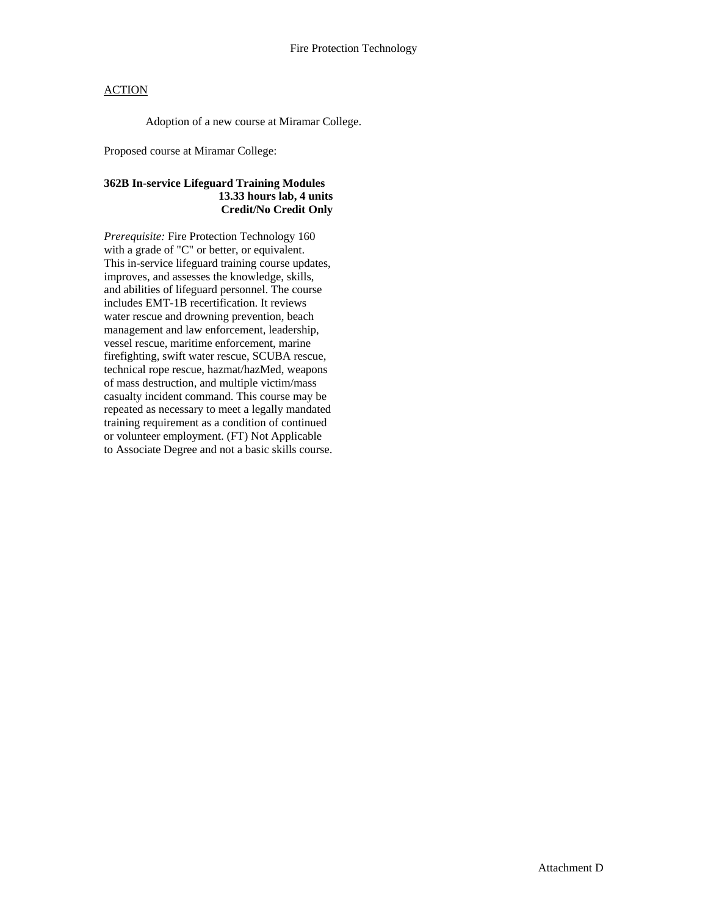Fire Protection Technology

ACTION

Adoption of a new course at Miramar College.

Proposed course at Miramar College:

**362B In-service Lifeguard Training Modules**
**13.33 hours lab, 4 units**
**Credit/No Credit Only**

*Prerequisite:* Fire Protection Technology 160 with a grade of "C" or better, or equivalent. This in-service lifeguard training course updates, improves, and assesses the knowledge, skills, and abilities of lifeguard personnel. The course includes EMT-1B recertification. It reviews water rescue and drowning prevention, beach management and law enforcement, leadership, vessel rescue, maritime enforcement, marine firefighting, swift water rescue, SCUBA rescue, technical rope rescue, hazmat/hazMed, weapons of mass destruction, and multiple victim/mass casualty incident command. This course may be repeated as necessary to meet a legally mandated training requirement as a condition of continued or volunteer employment. (FT) Not Applicable to Associate Degree and not a basic skills course.

Attachment D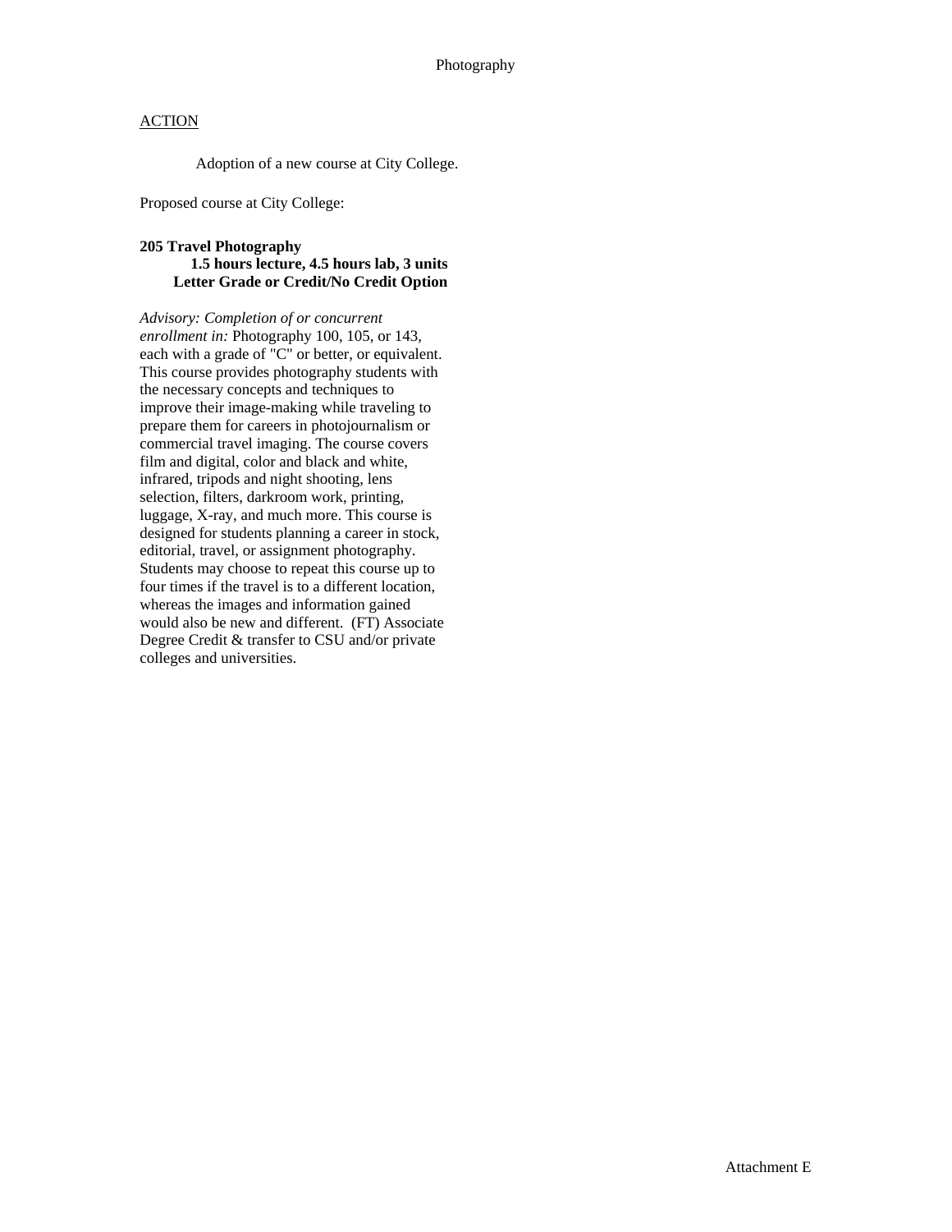Photography

ACTION

Adoption of a new course at City College.

Proposed course at City College:

**205 Travel Photography**
**1.5 hours lecture, 4.5 hours lab, 3 units**
**Letter Grade or Credit/No Credit Option**

*Advisory: Completion of or concurrent enrollment in:* Photography 100, 105, or 143, each with a grade of "C" or better, or equivalent. This course provides photography students with the necessary concepts and techniques to improve their image-making while traveling to prepare them for careers in photojournalism or commercial travel imaging. The course covers film and digital, color and black and white, infrared, tripods and night shooting, lens selection, filters, darkroom work, printing, luggage, X-ray, and much more. This course is designed for students planning a career in stock, editorial, travel, or assignment photography. Students may choose to repeat this course up to four times if the travel is to a different location, whereas the images and information gained would also be new and different. (FT) Associate Degree Credit & transfer to CSU and/or private colleges and universities.

Attachment E